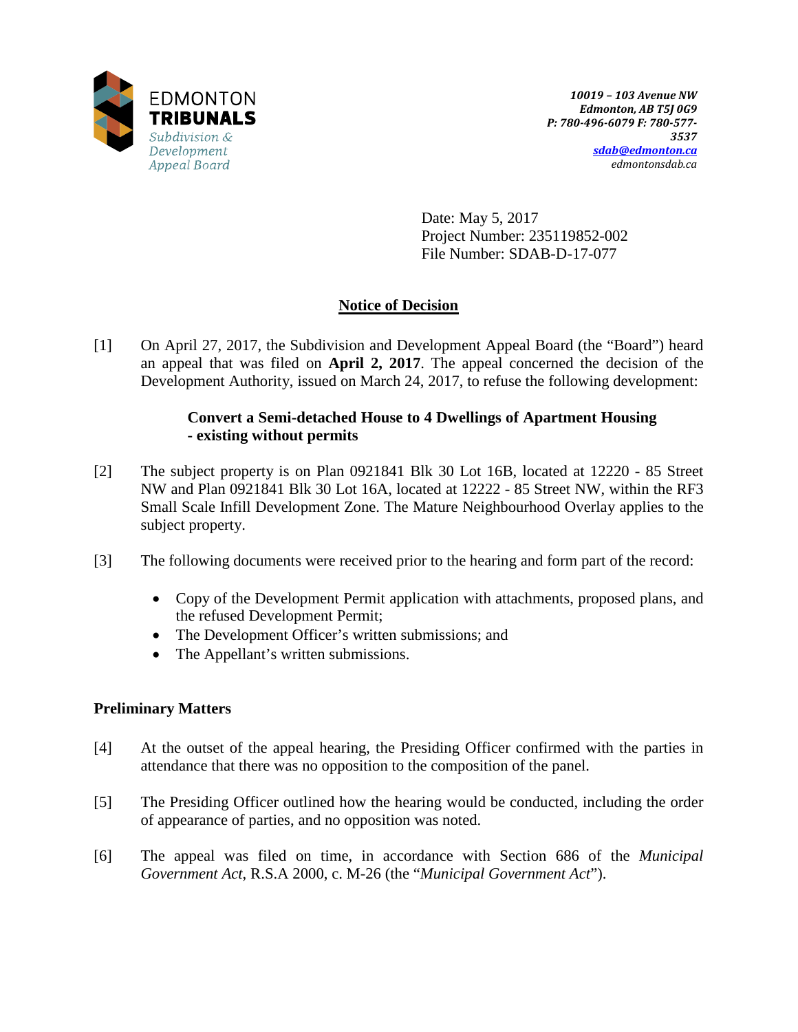EDMONTON **TRIBUNALS**
*Subdivision & Development Appeal Board*

***10019 – 103 Avenue NW***
***Edmonton, AB T5J 0G9***
***P: 780-496-6079 F: 780-577-3537***
***sdab@edmonton.ca***
*edmontonsdab.ca*

Date: May 5, 2017
Project Number: 235119852-002
File Number: SDAB-D-17-077

## Notice of Decision

[1] On April 27, 2017, the Subdivision and Development Appeal Board (the "Board") heard an appeal that was filed on **April 2, 2017**. The appeal concerned the decision of the Development Authority, issued on March 24, 2017, to refuse the following development:

> **Convert a Semi-detached House to 4 Dwellings of Apartment Housing - existing without permits**

[2] The subject property is on Plan 0921841 Blk 30 Lot 16B, located at 12220 - 85 Street NW and Plan 0921841 Blk 30 Lot 16A, located at 12222 - 85 Street NW, within the RF3 Small Scale Infill Development Zone. The Mature Neighbourhood Overlay applies to the subject property.

[3] The following documents were received prior to the hearing and form part of the record:

- Copy of the Development Permit application with attachments, proposed plans, and the refused Development Permit;
- The Development Officer's written submissions; and
- The Appellant's written submissions.

### Preliminary Matters

[4] At the outset of the appeal hearing, the Presiding Officer confirmed with the parties in attendance that there was no opposition to the composition of the panel.

[5] The Presiding Officer outlined how the hearing would be conducted, including the order of appearance of parties, and no opposition was noted.

[6] The appeal was filed on time, in accordance with Section 686 of the *Municipal Government Act*, R.S.A 2000, c. M-26 (the "*Municipal Government Act*").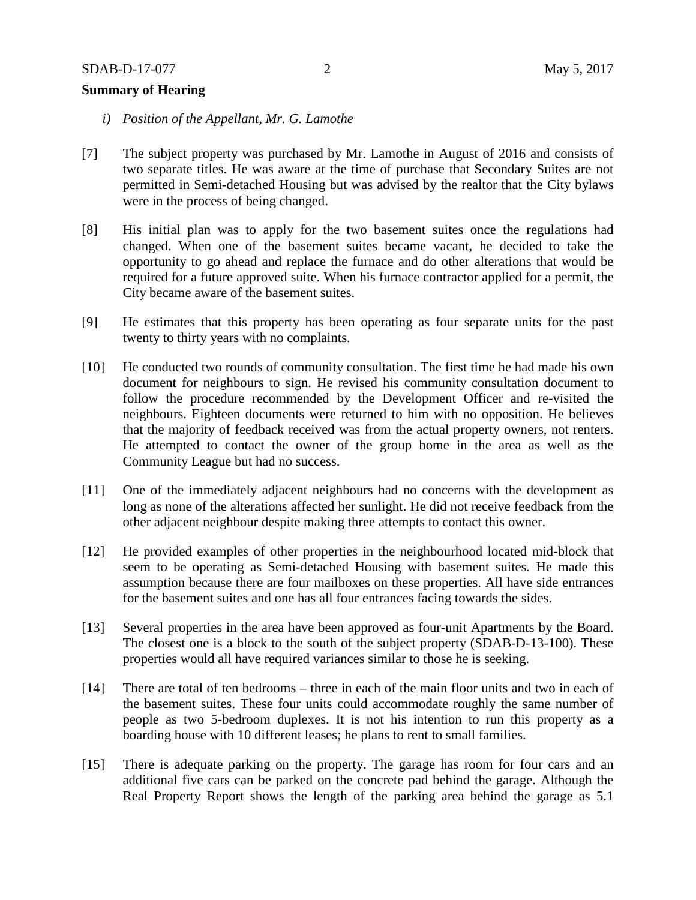**Summary of Hearing**

*i) Position of the Appellant, Mr. G. Lamothe*

[7] The subject property was purchased by Mr. Lamothe in August of 2016 and consists of two separate titles. He was aware at the time of purchase that Secondary Suites are not permitted in Semi-detached Housing but was advised by the realtor that the City bylaws were in the process of being changed.

[8] His initial plan was to apply for the two basement suites once the regulations had changed. When one of the basement suites became vacant, he decided to take the opportunity to go ahead and replace the furnace and do other alterations that would be required for a future approved suite. When his furnace contractor applied for a permit, the City became aware of the basement suites.

[9] He estimates that this property has been operating as four separate units for the past twenty to thirty years with no complaints.

[10] He conducted two rounds of community consultation. The first time he had made his own document for neighbours to sign. He revised his community consultation document to follow the procedure recommended by the Development Officer and re-visited the neighbours. Eighteen documents were returned to him with no opposition. He believes that the majority of feedback received was from the actual property owners, not renters. He attempted to contact the owner of the group home in the area as well as the Community League but had no success.

[11] One of the immediately adjacent neighbours had no concerns with the development as long as none of the alterations affected her sunlight. He did not receive feedback from the other adjacent neighbour despite making three attempts to contact this owner.

[12] He provided examples of other properties in the neighbourhood located mid-block that seem to be operating as Semi-detached Housing with basement suites. He made this assumption because there are four mailboxes on these properties. All have side entrances for the basement suites and one has all four entrances facing towards the sides.

[13] Several properties in the area have been approved as four-unit Apartments by the Board. The closest one is a block to the south of the subject property (SDAB-D-13-100). These properties would all have required variances similar to those he is seeking.

[14] There are total of ten bedrooms – three in each of the main floor units and two in each of the basement suites. These four units could accommodate roughly the same number of people as two 5-bedroom duplexes. It is not his intention to run this property as a boarding house with 10 different leases; he plans to rent to small families.

[15] There is adequate parking on the property. The garage has room for four cars and an additional five cars can be parked on the concrete pad behind the garage. Although the Real Property Report shows the length of the parking area behind the garage as 5.1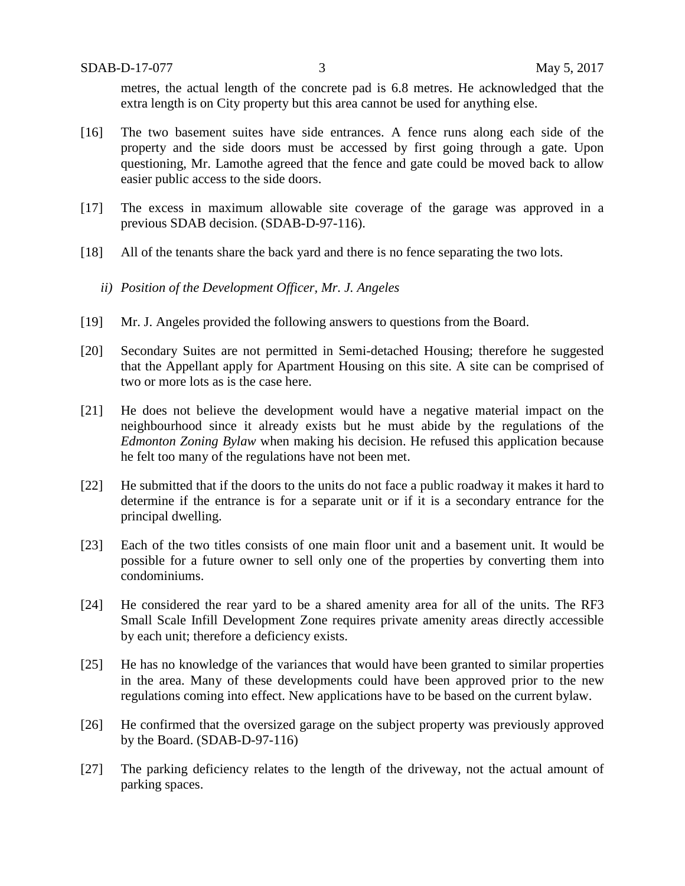metres, the actual length of the concrete pad is 6.8 metres. He acknowledged that the extra length is on City property but this area cannot be used for anything else.

[16] The two basement suites have side entrances. A fence runs along each side of the property and the side doors must be accessed by first going through a gate. Upon questioning, Mr. Lamothe agreed that the fence and gate could be moved back to allow easier public access to the side doors.

[17] The excess in maximum allowable site coverage of the garage was approved in a previous SDAB decision. (SDAB-D-97-116).

[18] All of the tenants share the back yard and there is no fence separating the two lots.

*ii) Position of the Development Officer, Mr. J. Angeles*

[19] Mr. J. Angeles provided the following answers to questions from the Board.

[20] Secondary Suites are not permitted in Semi-detached Housing; therefore he suggested that the Appellant apply for Apartment Housing on this site. A site can be comprised of two or more lots as is the case here.

[21] He does not believe the development would have a negative material impact on the neighbourhood since it already exists but he must abide by the regulations of the *Edmonton Zoning Bylaw* when making his decision. He refused this application because he felt too many of the regulations have not been met.

[22] He submitted that if the doors to the units do not face a public roadway it makes it hard to determine if the entrance is for a separate unit or if it is a secondary entrance for the principal dwelling.

[23] Each of the two titles consists of one main floor unit and a basement unit. It would be possible for a future owner to sell only one of the properties by converting them into condominiums.

[24] He considered the rear yard to be a shared amenity area for all of the units. The RF3 Small Scale Infill Development Zone requires private amenity areas directly accessible by each unit; therefore a deficiency exists.

[25] He has no knowledge of the variances that would have been granted to similar properties in the area. Many of these developments could have been approved prior to the new regulations coming into effect. New applications have to be based on the current bylaw.

[26] He confirmed that the oversized garage on the subject property was previously approved by the Board. (SDAB-D-97-116)

[27] The parking deficiency relates to the length of the driveway, not the actual amount of parking spaces.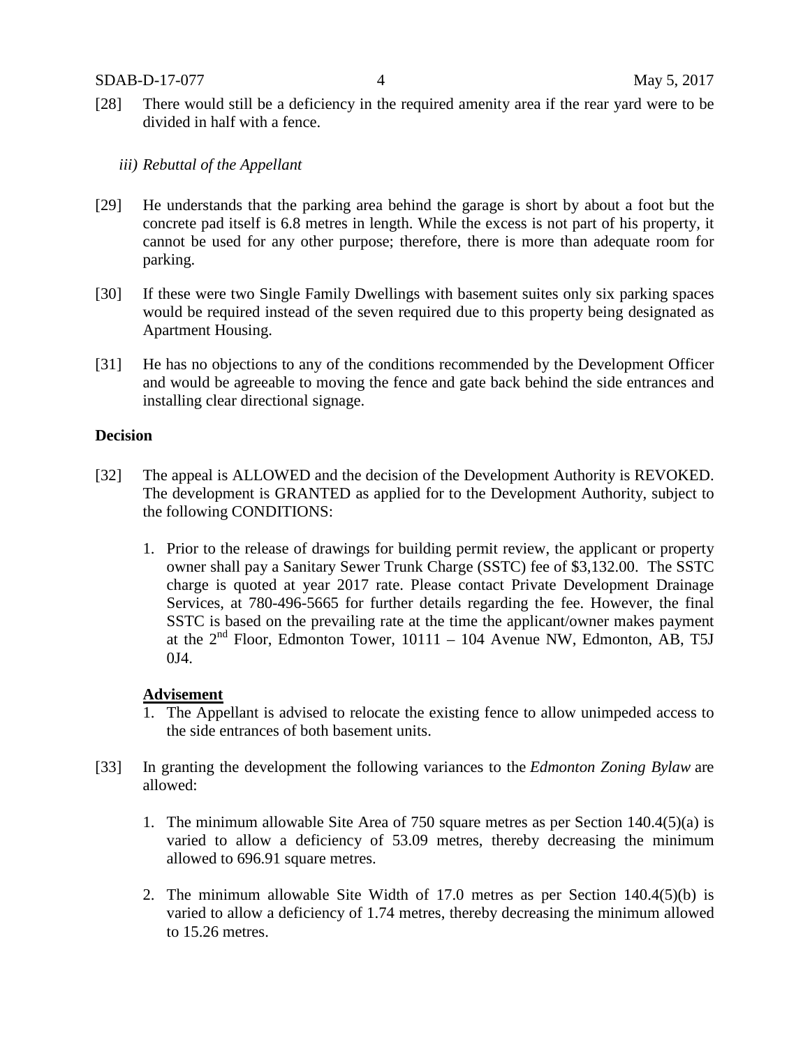[28] There would still be a deficiency in the required amenity area if the rear yard were to be divided in half with a fence.

*iii) Rebuttal of the Appellant*

[29] He understands that the parking area behind the garage is short by about a foot but the concrete pad itself is 6.8 metres in length. While the excess is not part of his property, it cannot be used for any other purpose; therefore, there is more than adequate room for parking.

[30] If these were two Single Family Dwellings with basement suites only six parking spaces would be required instead of the seven required due to this property being designated as Apartment Housing.

[31] He has no objections to any of the conditions recommended by the Development Officer and would be agreeable to moving the fence and gate back behind the side entrances and installing clear directional signage.

**Decision**

[32] The appeal is ALLOWED and the decision of the Development Authority is REVOKED. The development is GRANTED as applied for to the Development Authority, subject to the following CONDITIONS:

1. Prior to the release of drawings for building permit review, the applicant or property owner shall pay a Sanitary Sewer Trunk Charge (SSTC) fee of $3,132.00. The SSTC charge is quoted at year 2017 rate. Please contact Private Development Drainage Services, at 780-496-5665 for further details regarding the fee. However, the final SSTC is based on the prevailing rate at the time the applicant/owner makes payment at the 2nd Floor, Edmonton Tower, 10111 – 104 Avenue NW, Edmonton, AB, T5J 0J4.

**Advisement**

1. The Appellant is advised to relocate the existing fence to allow unimpeded access to the side entrances of both basement units.

[33] In granting the development the following variances to the *Edmonton Zoning Bylaw* are allowed:

1. The minimum allowable Site Area of 750 square metres as per Section 140.4(5)(a) is varied to allow a deficiency of 53.09 metres, thereby decreasing the minimum allowed to 696.91 square metres.

2. The minimum allowable Site Width of 17.0 metres as per Section 140.4(5)(b) is varied to allow a deficiency of 1.74 metres, thereby decreasing the minimum allowed to 15.26 metres.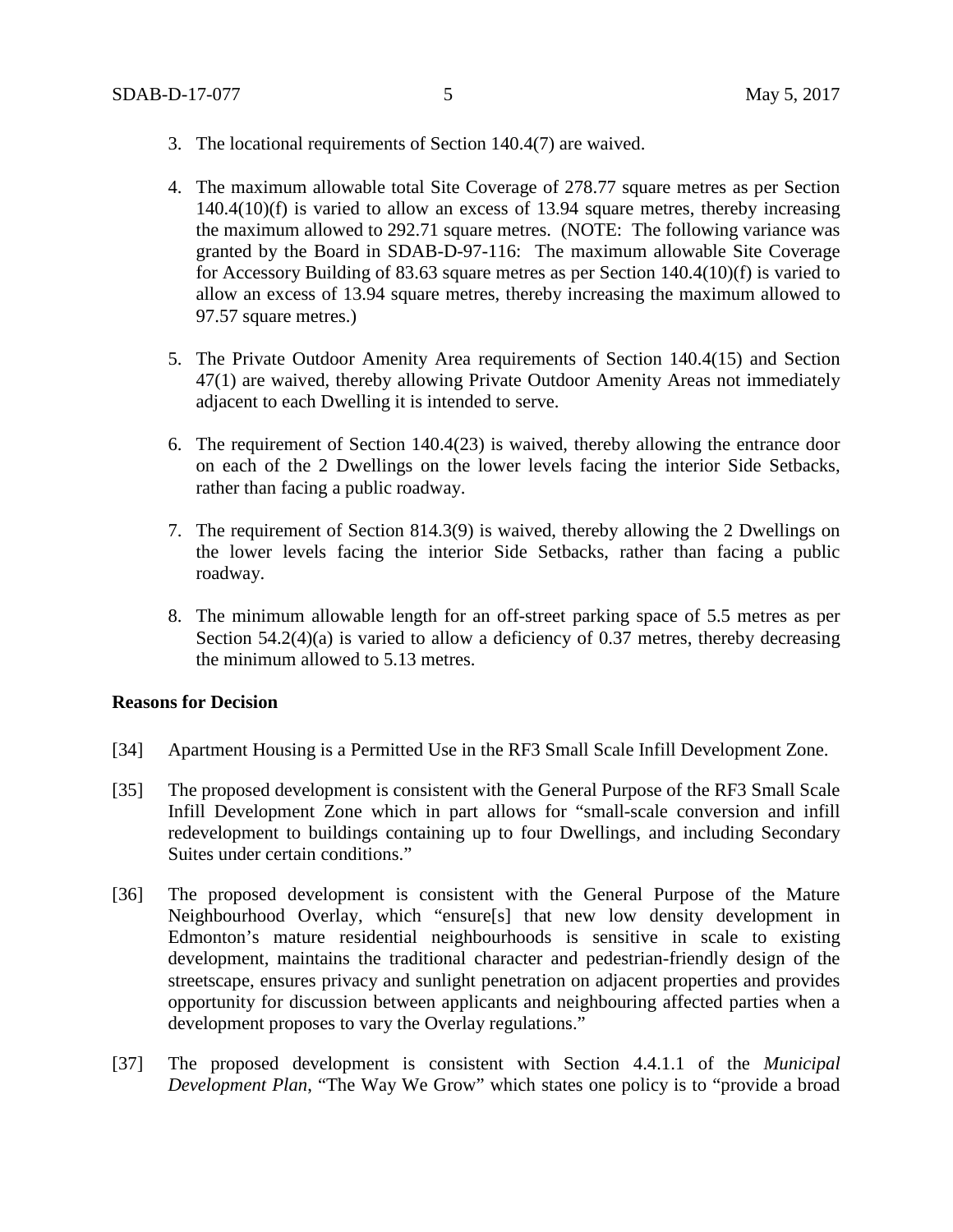3. The locational requirements of Section 140.4(7) are waived.

4. The maximum allowable total Site Coverage of 278.77 square metres as per Section 140.4(10)(f) is varied to allow an excess of 13.94 square metres, thereby increasing the maximum allowed to 292.71 square metres. (NOTE: The following variance was granted by the Board in SDAB-D-97-116: The maximum allowable Site Coverage for Accessory Building of 83.63 square metres as per Section 140.4(10)(f) is varied to allow an excess of 13.94 square metres, thereby increasing the maximum allowed to 97.57 square metres.)

5. The Private Outdoor Amenity Area requirements of Section 140.4(15) and Section 47(1) are waived, thereby allowing Private Outdoor Amenity Areas not immediately adjacent to each Dwelling it is intended to serve.

6. The requirement of Section 140.4(23) is waived, thereby allowing the entrance door on each of the 2 Dwellings on the lower levels facing the interior Side Setbacks, rather than facing a public roadway.

7. The requirement of Section 814.3(9) is waived, thereby allowing the 2 Dwellings on the lower levels facing the interior Side Setbacks, rather than facing a public roadway.

8. The minimum allowable length for an off-street parking space of 5.5 metres as per Section 54.2(4)(a) is varied to allow a deficiency of 0.37 metres, thereby decreasing the minimum allowed to 5.13 metres.

**Reasons for Decision**

[34] Apartment Housing is a Permitted Use in the RF3 Small Scale Infill Development Zone.

[35] The proposed development is consistent with the General Purpose of the RF3 Small Scale Infill Development Zone which in part allows for "small-scale conversion and infill redevelopment to buildings containing up to four Dwellings, and including Secondary Suites under certain conditions."

[36] The proposed development is consistent with the General Purpose of the Mature Neighbourhood Overlay, which "ensure[s] that new low density development in Edmonton's mature residential neighbourhoods is sensitive in scale to existing development, maintains the traditional character and pedestrian-friendly design of the streetscape, ensures privacy and sunlight penetration on adjacent properties and provides opportunity for discussion between applicants and neighbouring affected parties when a development proposes to vary the Overlay regulations."

[37] The proposed development is consistent with Section 4.4.1.1 of the *Municipal Development Plan*, "The Way We Grow" which states one policy is to "provide a broad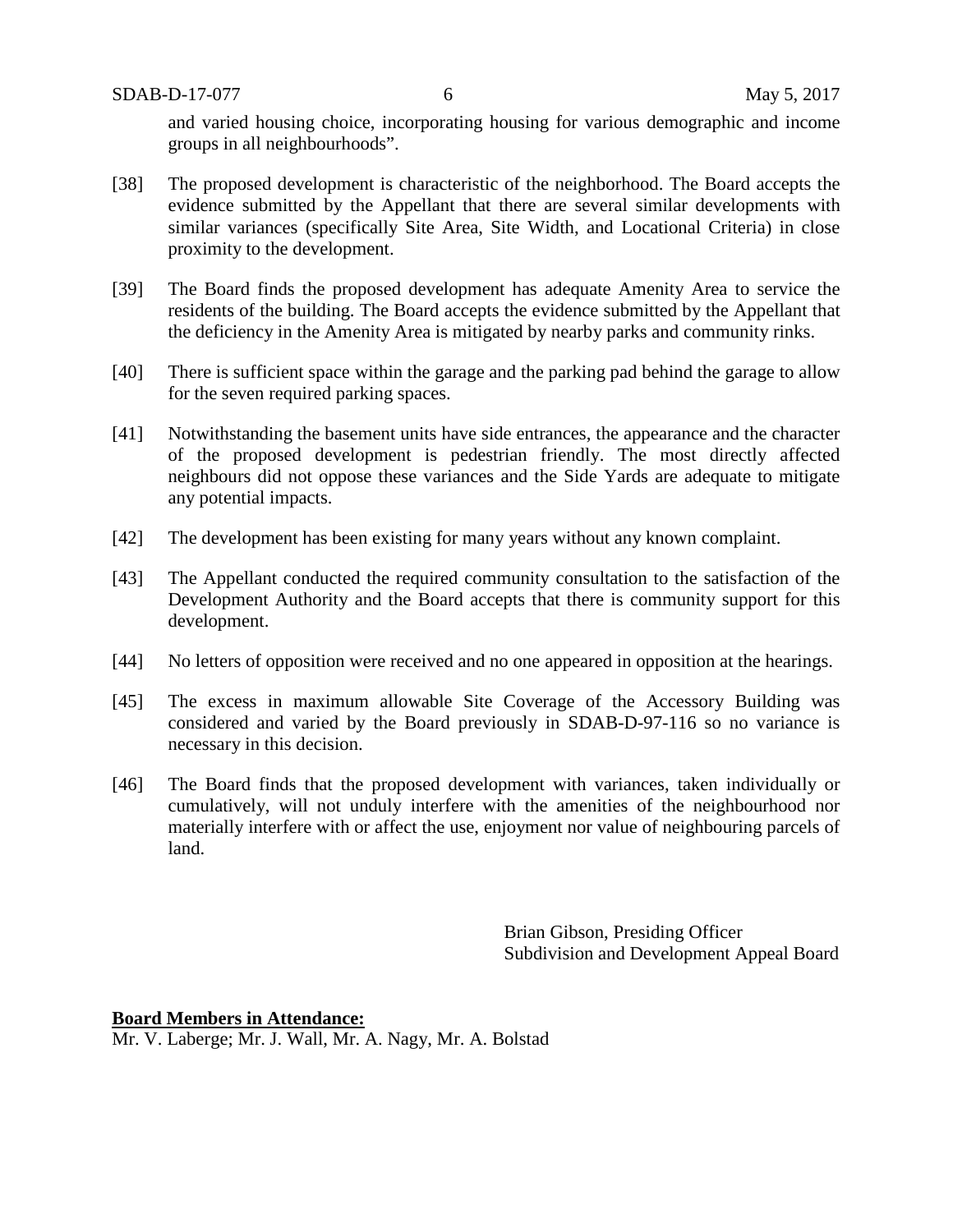and varied housing choice, incorporating housing for various demographic and income groups in all neighbourhoods".

[38] The proposed development is characteristic of the neighborhood. The Board accepts the evidence submitted by the Appellant that there are several similar developments with similar variances (specifically Site Area, Site Width, and Locational Criteria) in close proximity to the development.

[39] The Board finds the proposed development has adequate Amenity Area to service the residents of the building. The Board accepts the evidence submitted by the Appellant that the deficiency in the Amenity Area is mitigated by nearby parks and community rinks.

[40] There is sufficient space within the garage and the parking pad behind the garage to allow for the seven required parking spaces.

[41] Notwithstanding the basement units have side entrances, the appearance and the character of the proposed development is pedestrian friendly. The most directly affected neighbours did not oppose these variances and the Side Yards are adequate to mitigate any potential impacts.

[42] The development has been existing for many years without any known complaint.

[43] The Appellant conducted the required community consultation to the satisfaction of the Development Authority and the Board accepts that there is community support for this development.

[44] No letters of opposition were received and no one appeared in opposition at the hearings.

[45] The excess in maximum allowable Site Coverage of the Accessory Building was considered and varied by the Board previously in SDAB-D-97-116 so no variance is necessary in this decision.

[46] The Board finds that the proposed development with variances, taken individually or cumulatively, will not unduly interfere with the amenities of the neighbourhood nor materially interfere with or affect the use, enjoyment nor value of neighbouring parcels of land.

Brian Gibson, Presiding Officer
Subdivision and Development Appeal Board

**Board Members in Attendance:**
Mr. V. Laberge; Mr. J. Wall, Mr. A. Nagy, Mr. A. Bolstad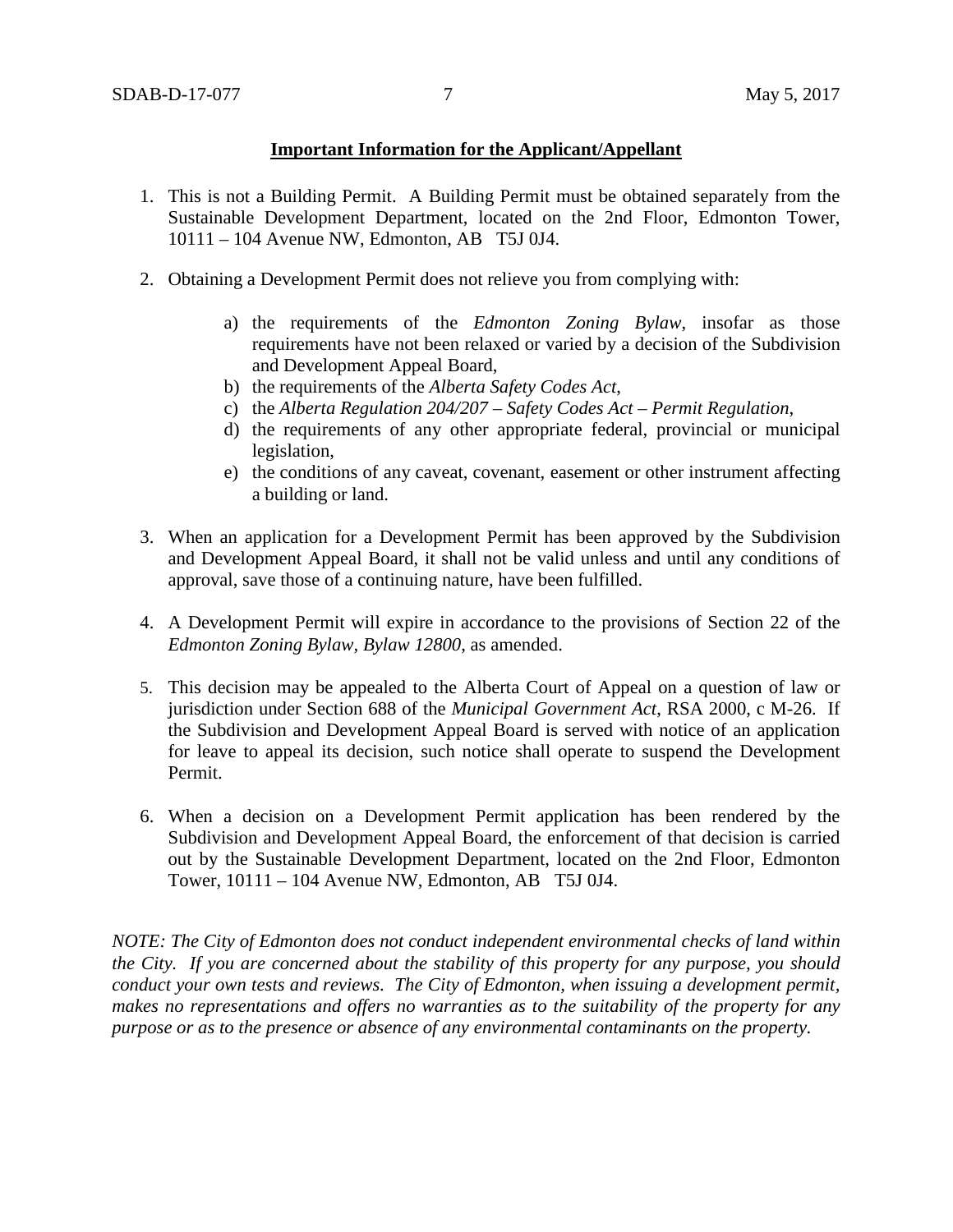**Important Information for the Applicant/Appellant**

1. This is not a Building Permit. A Building Permit must be obtained separately from the Sustainable Development Department, located on the 2nd Floor, Edmonton Tower, 10111 – 104 Avenue NW, Edmonton, AB T5J 0J4.

2. Obtaining a Development Permit does not relieve you from complying with:

    a) the requirements of the *Edmonton Zoning Bylaw*, insofar as those requirements have not been relaxed or varied by a decision of the Subdivision and Development Appeal Board,
    b) the requirements of the *Alberta Safety Codes Act*,
    c) the *Alberta Regulation 204/207 – Safety Codes Act – Permit Regulation*,
    d) the requirements of any other appropriate federal, provincial or municipal legislation,
    e) the conditions of any caveat, covenant, easement or other instrument affecting a building or land.

3. When an application for a Development Permit has been approved by the Subdivision and Development Appeal Board, it shall not be valid unless and until any conditions of approval, save those of a continuing nature, have been fulfilled.

4. A Development Permit will expire in accordance to the provisions of Section 22 of the *Edmonton Zoning Bylaw, Bylaw 12800*, as amended.

5. This decision may be appealed to the Alberta Court of Appeal on a question of law or jurisdiction under Section 688 of the *Municipal Government Act*, RSA 2000, c M-26. If the Subdivision and Development Appeal Board is served with notice of an application for leave to appeal its decision, such notice shall operate to suspend the Development Permit.

6. When a decision on a Development Permit application has been rendered by the Subdivision and Development Appeal Board, the enforcement of that decision is carried out by the Sustainable Development Department, located on the 2nd Floor, Edmonton Tower, 10111 – 104 Avenue NW, Edmonton, AB T5J 0J4.

*NOTE: The City of Edmonton does not conduct independent environmental checks of land within the City. If you are concerned about the stability of this property for any purpose, you should conduct your own tests and reviews. The City of Edmonton, when issuing a development permit, makes no representations and offers no warranties as to the suitability of the property for any purpose or as to the presence or absence of any environmental contaminants on the property.*